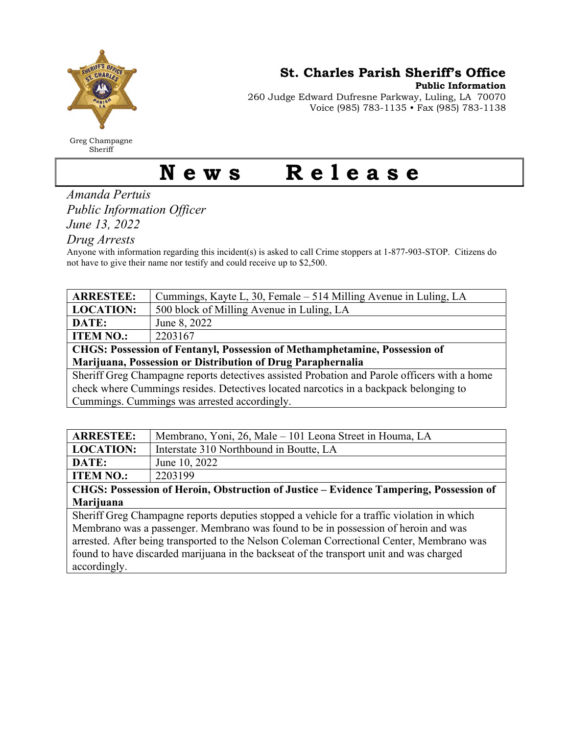Greg Champagne
Sheriff

## St. Charles Parish Sheriff's Office

**Public Information**
260 Judge Edward Dufresne Parkway, Luling, LA 70070
Voice (985) 783-1135 • Fax (985) 783-1138

# News Release

*Amanda Pertuis*
*Public Information Officer*
*June 13, 2022*
*Drug Arrests*

Anyone with information regarding this incident(s) is asked to call Crime stoppers at 1-877-903-STOP. Citizens do not have to give their name nor testify and could receive up to $2,500.

| **ARRESTEE:** | Cummings, Kayte L, 30, Female – 514 Milling Avenue in Luling, LA |
|---|---|
| **LOCATION:** | 500 block of Milling Avenue in Luling, LA |
| **DATE:** | June 8, 2022 |
| **ITEM NO.:** | 2203167 |
| **CHGS: Possession of Fentanyl, Possession of Methamphetamine, Possession of Marijuana, Possession or Distribution of Drug Paraphernalia** | |
| Sheriff Greg Champagne reports detectives assisted Probation and Parole officers with a home check where Cummings resides. Detectives located narcotics in a backpack belonging to Cummings. Cummings was arrested accordingly. | |

| **ARRESTEE:** | Membrano, Yoni, 26, Male – 101 Leona Street in Houma, LA |
|---|---|
| **LOCATION:** | Interstate 310 Northbound in Boutte, LA |
| **DATE:** | June 10, 2022 |
| **ITEM NO.:** | 2203199 |
| **CHGS: Possession of Heroin, Obstruction of Justice – Evidence Tampering, Possession of Marijuana** | |
| Sheriff Greg Champagne reports deputies stopped a vehicle for a traffic violation in which Membrano was a passenger. Membrano was found to be in possession of heroin and was arrested. After being transported to the Nelson Coleman Correctional Center, Membrano was found to have discarded marijuana in the backseat of the transport unit and was charged accordingly. | |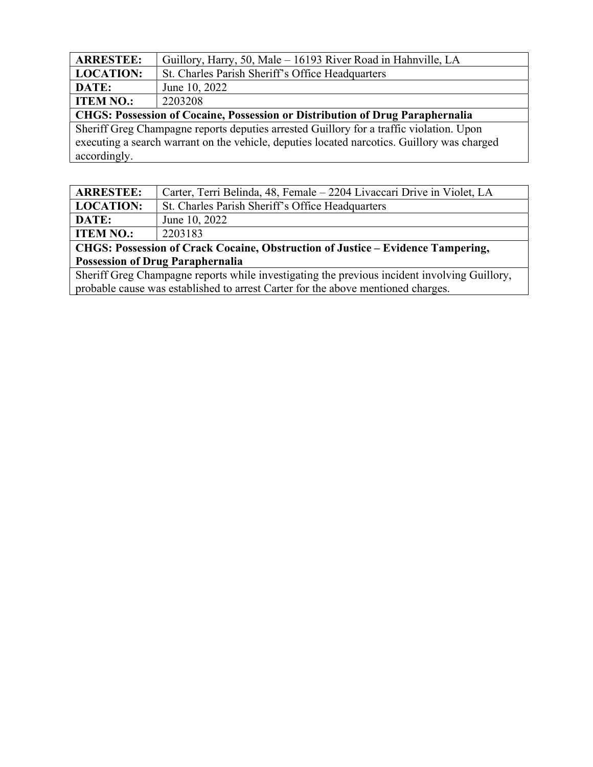| | |
|---|---|
| **ARRESTEE:** | Guillory, Harry, 50, Male – 16193 River Road in Hahnville, LA |
| **LOCATION:** | St. Charles Parish Sheriff's Office Headquarters |
| **DATE:** | June 10, 2022 |
| **ITEM NO.:** | 2203208 |

**CHGS: Possession of Cocaine, Possession or Distribution of Drug Paraphernalia**

Sheriff Greg Champagne reports deputies arrested Guillory for a traffic violation. Upon executing a search warrant on the vehicle, deputies located narcotics. Guillory was charged accordingly.

| | |
|---|---|
| **ARRESTEE:** | Carter, Terri Belinda, 48, Female – 2204 Livaccari Drive in Violet, LA |
| **LOCATION:** | St. Charles Parish Sheriff's Office Headquarters |
| **DATE:** | June 10, 2022 |
| **ITEM NO.:** | 2203183 |

**CHGS: Possession of Crack Cocaine, Obstruction of Justice – Evidence Tampering, Possession of Drug Paraphernalia**

Sheriff Greg Champagne reports while investigating the previous incident involving Guillory, probable cause was established to arrest Carter for the above mentioned charges.